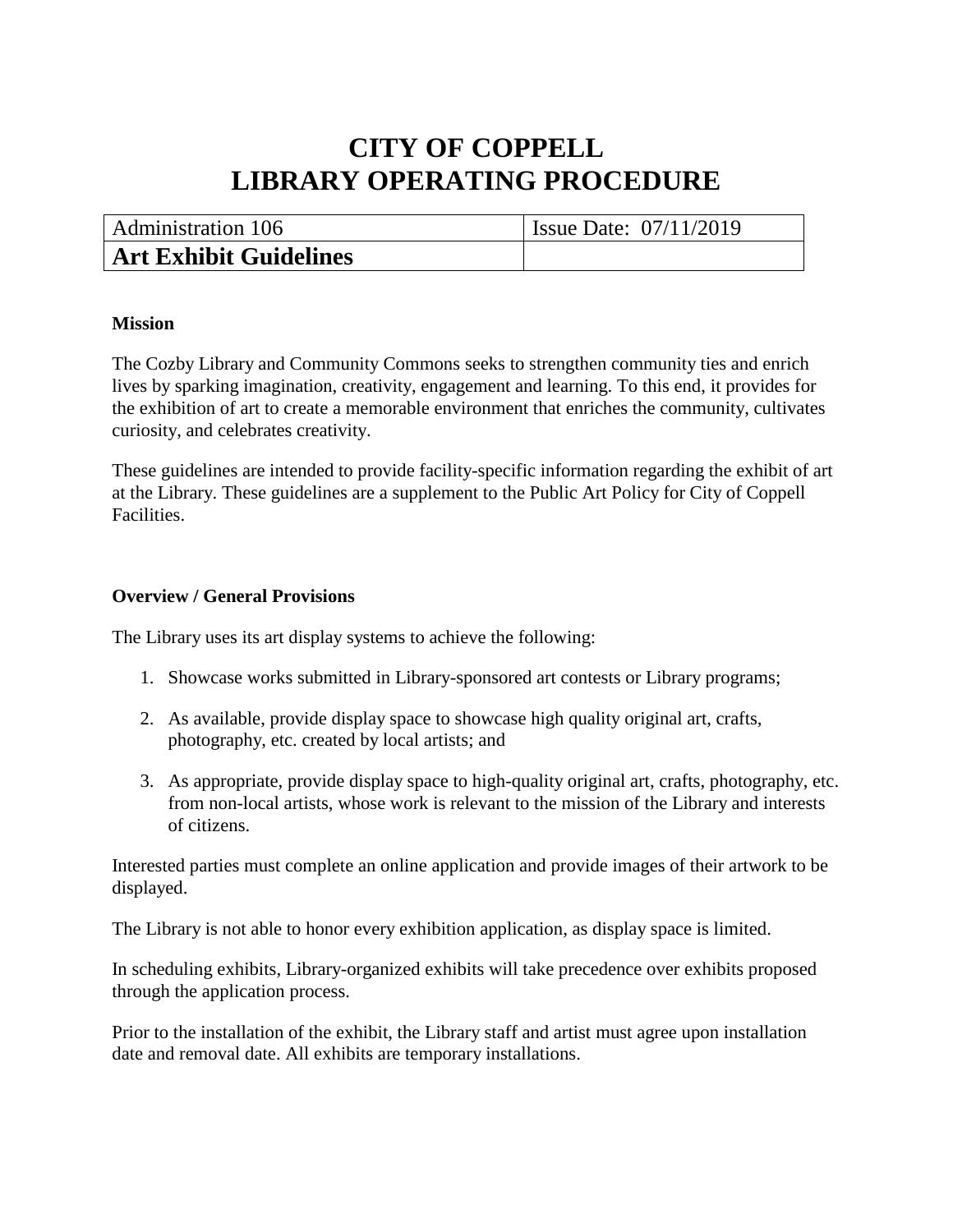# CITY OF COPPELL
# LIBRARY OPERATING PROCEDURE

| Administration 106 | Issue Date: 07/11/2019 |
|---|---|
| **Art Exhibit Guidelines** | |

**Mission**

The Cozby Library and Community Commons seeks to strengthen community ties and enrich lives by sparking imagination, creativity, engagement and learning. To this end, it provides for the exhibition of art to create a memorable environment that enriches the community, cultivates curiosity, and celebrates creativity.

These guidelines are intended to provide facility-specific information regarding the exhibit of art at the Library. These guidelines are a supplement to the Public Art Policy for City of Coppell Facilities.

**Overview / General Provisions**

The Library uses its art display systems to achieve the following:

1. Showcase works submitted in Library-sponsored art contests or Library programs;
2. As available, provide display space to showcase high quality original art, crafts, photography, etc. created by local artists; and
3. As appropriate, provide display space to high-quality original art, crafts, photography, etc. from non-local artists, whose work is relevant to the mission of the Library and interests of citizens.

Interested parties must complete an online application and provide images of their artwork to be displayed.

The Library is not able to honor every exhibition application, as display space is limited.

In scheduling exhibits, Library-organized exhibits will take precedence over exhibits proposed through the application process.

Prior to the installation of the exhibit, the Library staff and artist must agree upon installation date and removal date. All exhibits are temporary installations.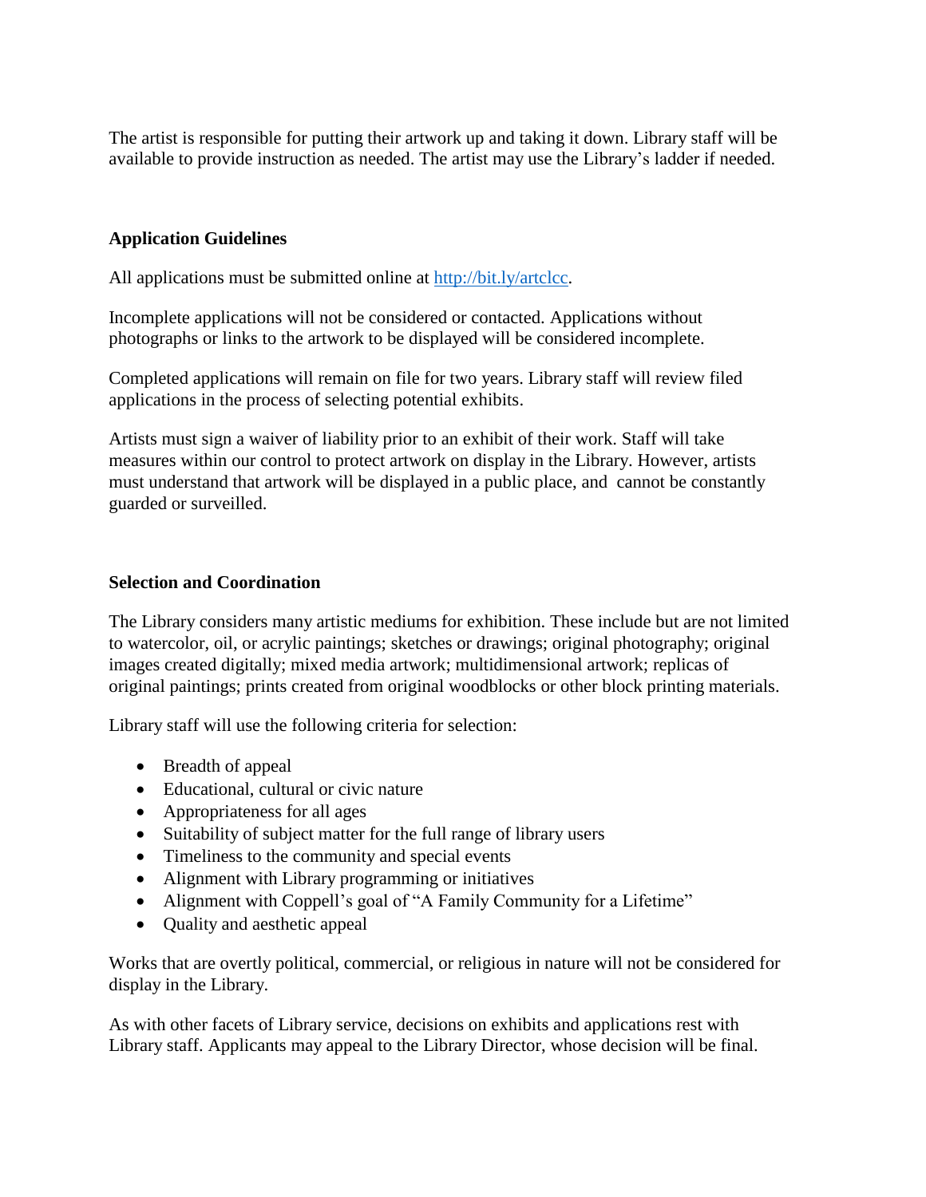The artist is responsible for putting their artwork up and taking it down. Library staff will be available to provide instruction as needed. The artist may use the Library's ladder if needed.

**Application Guidelines**

All applications must be submitted online at [http://bit.ly/artclcc](http://bit.ly/artclcc).

Incomplete applications will not be considered or contacted. Applications without photographs or links to the artwork to be displayed will be considered incomplete.

Completed applications will remain on file for two years. Library staff will review filed applications in the process of selecting potential exhibits.

Artists must sign a waiver of liability prior to an exhibit of their work. Staff will take measures within our control to protect artwork on display in the Library. However, artists must understand that artwork will be displayed in a public place, and cannot be constantly guarded or surveilled.

**Selection and Coordination**

The Library considers many artistic mediums for exhibition. These include but are not limited to watercolor, oil, or acrylic paintings; sketches or drawings; original photography; original images created digitally; mixed media artwork; multidimensional artwork; replicas of original paintings; prints created from original woodblocks or other block printing materials.

Library staff will use the following criteria for selection:

- Breadth of appeal
- Educational, cultural or civic nature
- Appropriateness for all ages
- Suitability of subject matter for the full range of library users
- Timeliness to the community and special events
- Alignment with Library programming or initiatives
- Alignment with Coppell's goal of "A Family Community for a Lifetime"
- Quality and aesthetic appeal

Works that are overtly political, commercial, or religious in nature will not be considered for display in the Library.

As with other facets of Library service, decisions on exhibits and applications rest with Library staff. Applicants may appeal to the Library Director, whose decision will be final.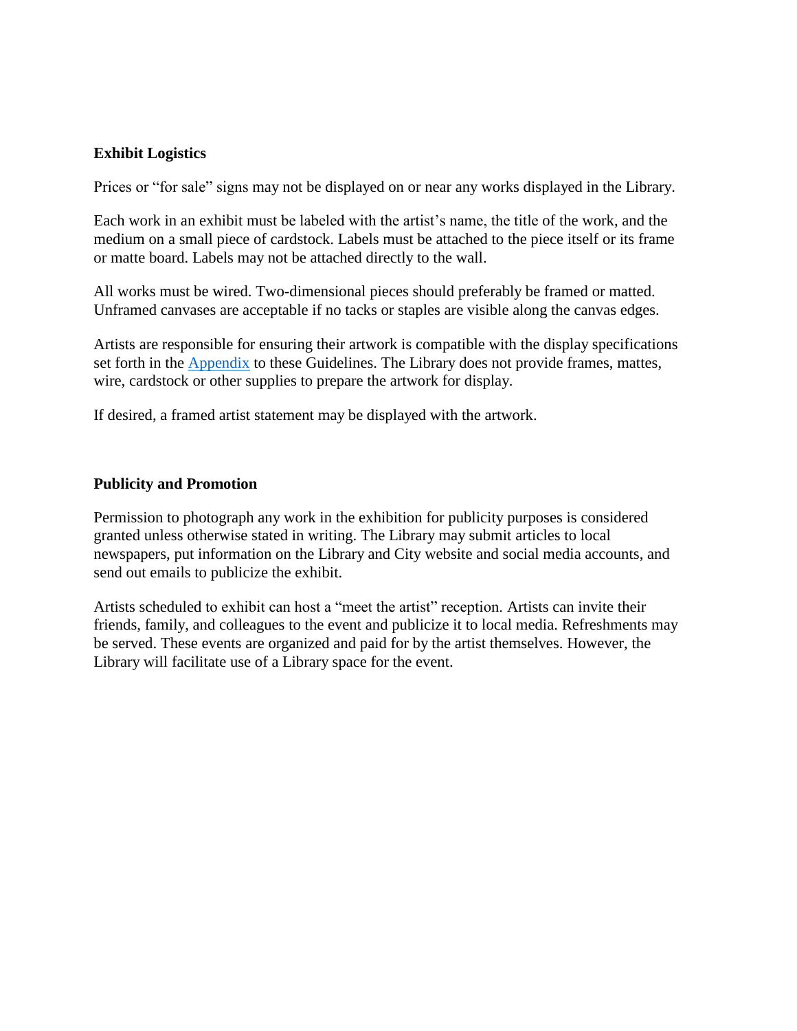**Exhibit Logistics**

Prices or "for sale" signs may not be displayed on or near any works displayed in the Library.

Each work in an exhibit must be labeled with the artist's name, the title of the work, and the medium on a small piece of cardstock. Labels must be attached to the piece itself or its frame or matte board. Labels may not be attached directly to the wall.

All works must be wired. Two-dimensional pieces should preferably be framed or matted. Unframed canvases are acceptable if no tacks or staples are visible along the canvas edges.

Artists are responsible for ensuring their artwork is compatible with the display specifications set forth in the Appendix to these Guidelines. The Library does not provide frames, mattes, wire, cardstock or other supplies to prepare the artwork for display.

If desired, a framed artist statement may be displayed with the artwork.

**Publicity and Promotion**

Permission to photograph any work in the exhibition for publicity purposes is considered granted unless otherwise stated in writing. The Library may submit articles to local newspapers, put information on the Library and City website and social media accounts, and send out emails to publicize the exhibit.

Artists scheduled to exhibit can host a "meet the artist" reception. Artists can invite their friends, family, and colleagues to the event and publicize it to local media. Refreshments may be served. These events are organized and paid for by the artist themselves. However, the Library will facilitate use of a Library space for the event.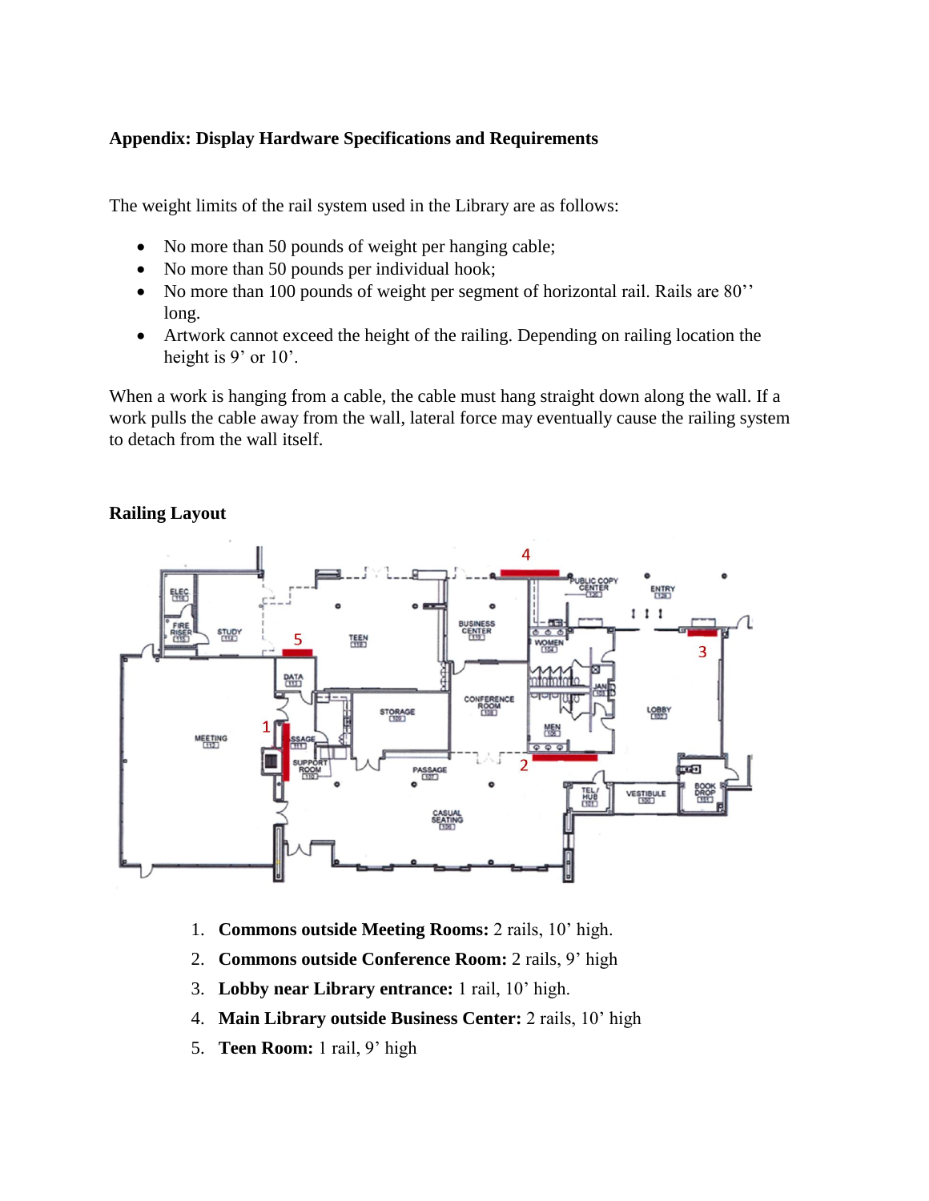**Appendix: Display Hardware Specifications and Requirements**

The weight limits of the rail system used in the Library are as follows:

- No more than 50 pounds of weight per hanging cable;
- No more than 50 pounds per individual hook;
- No more than 100 pounds of weight per segment of horizontal rail. Rails are 80'' long.
- Artwork cannot exceed the height of the railing. Depending on railing location the height is 9' or 10'.

When a work is hanging from a cable, the cable must hang straight down along the wall. If a work pulls the cable away from the wall, lateral force may eventually cause the railing system to detach from the wall itself.

**Railing Layout**

1. **Commons outside Meeting Rooms:** 2 rails, 10' high.
2. **Commons outside Conference Room:** 2 rails, 9' high
3. **Lobby near Library entrance:** 1 rail, 10' high.
4. **Main Library outside Business Center:** 2 rails, 10' high
5. **Teen Room:** 1 rail, 9' high